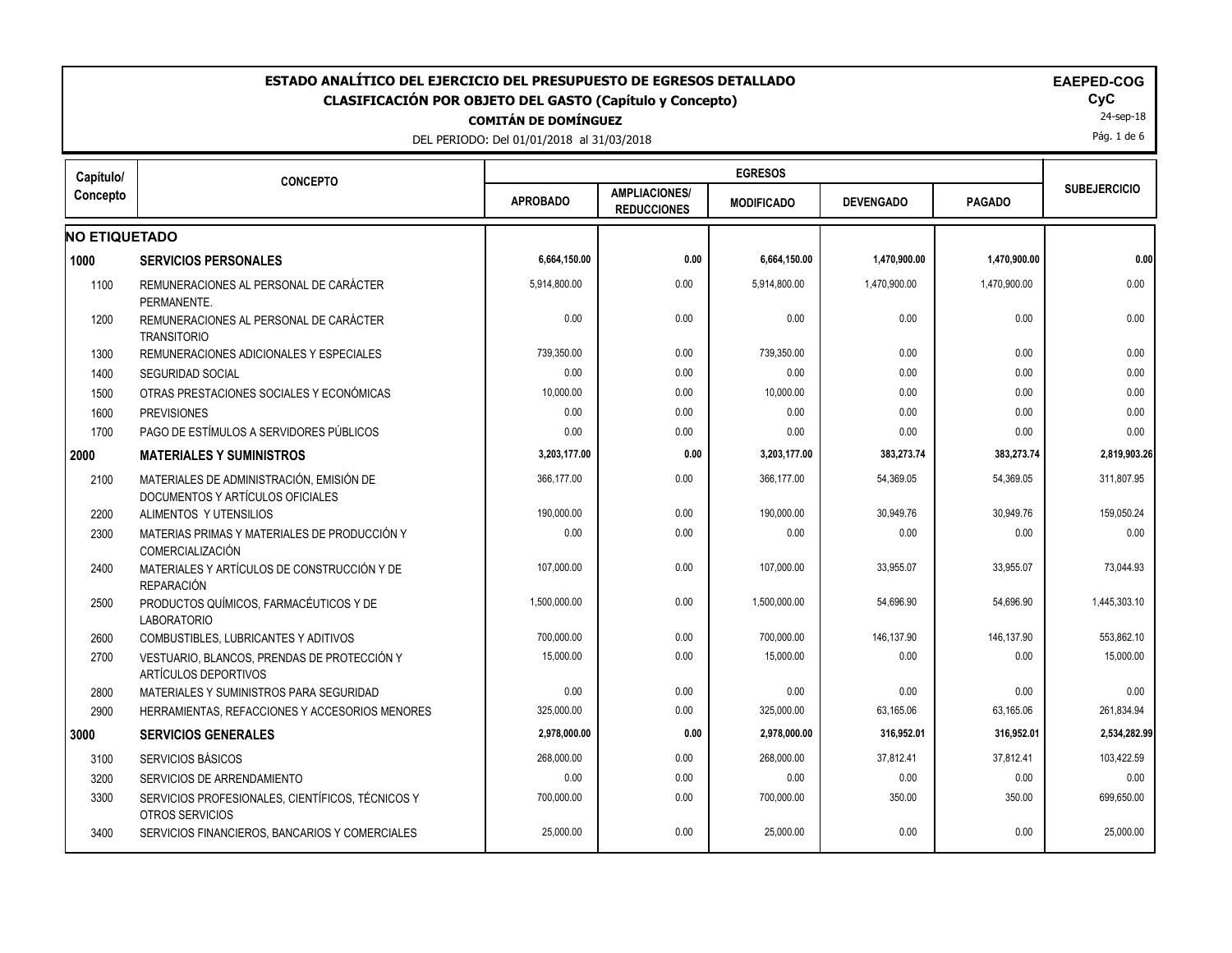# ESTADO ANALÍTICO DEL EJERCICIO DEL PRESUPUESTO DE EGRESOS DETALLADO

## CLASIFICACIÓN POR OBJETO DEL GASTO (Capítulo y Concepto)

**COMITÁN DE DOMÍNGUEZ**

DEL PERIODO: Del 01/01/2018 al 31/03/2018

**EAPED-COG**
**CyC**
24-sep-18

| Capítulo/ Concepto | CONCEPTO | EGRESOS | | | | | SUBEJERCICIO |
|---|---|---|---|---|---|---|---|
| | | APROBADO | AMPLIACIONES/ REDUCCIONES | MODIFICADO | DEVENGADO | PAGADO | |
| **NO ETIQUETADO** | | | | | | | |
| **1000** | **SERVICIOS PERSONALES** | **6,664,150.00** | **0.00** | **6,664,150.00** | **1,470,900.00** | **1,470,900.00** | **0.00** |
| 1100 | REMUNERACIONES AL PERSONAL DE CARÁCTER PERMANENTE. | 5,914,800.00 | 0.00 | 5,914,800.00 | 1,470,900.00 | 1,470,900.00 | 0.00 |
| 1200 | REMUNERACIONES AL PERSONAL DE CARÁCTER TRANSITORIO | 0.00 | 0.00 | 0.00 | 0.00 | 0.00 | 0.00 |
| 1300 | REMUNERACIONES ADICIONALES Y ESPECIALES | 739,350.00 | 0.00 | 739,350.00 | 0.00 | 0.00 | 0.00 |
| 1400 | SEGURIDAD SOCIAL | 0.00 | 0.00 | 0.00 | 0.00 | 0.00 | 0.00 |
| 1500 | OTRAS PRESTACIONES SOCIALES Y ECONÓMICAS | 10,000.00 | 0.00 | 10,000.00 | 0.00 | 0.00 | 0.00 |
| 1600 | PREVISIONES | 0.00 | 0.00 | 0.00 | 0.00 | 0.00 | 0.00 |
| 1700 | PAGO DE ESTÍMULOS A SERVIDORES PÚBLICOS | 0.00 | 0.00 | 0.00 | 0.00 | 0.00 | 0.00 |
| **2000** | **MATERIALES Y SUMINISTROS** | **3,203,177.00** | **0.00** | **3,203,177.00** | **383,273.74** | **383,273.74** | **2,819,903.26** |
| 2100 | MATERIALES DE ADMINISTRACIÓN, EMISIÓN DE DOCUMENTOS Y ARTÍCULOS OFICIALES | 366,177.00 | 0.00 | 366,177.00 | 54,369.05 | 54,369.05 | 311,807.95 |
| 2200 | ALIMENTOS Y UTENSILIOS | 190,000.00 | 0.00 | 190,000.00 | 30,949.76 | 30,949.76 | 159,050.24 |
| 2300 | MATERIAS PRIMAS Y MATERIALES DE PRODUCCIÓN Y COMERCIALIZACIÓN | 0.00 | 0.00 | 0.00 | 0.00 | 0.00 | 0.00 |
| 2400 | MATERIALES Y ARTÍCULOS DE CONSTRUCCIÓN Y DE REPARACIÓN | 107,000.00 | 0.00 | 107,000.00 | 33,955.07 | 33,955.07 | 73,044.93 |
| 2500 | PRODUCTOS QUÍMICOS, FARMACÉUTICOS Y DE LABORATORIO | 1,500,000.00 | 0.00 | 1,500,000.00 | 54,696.90 | 54,696.90 | 1,445,303.10 |
| 2600 | COMBUSTIBLES, LUBRICANTES Y ADITIVOS | 700,000.00 | 0.00 | 700,000.00 | 146,137.90 | 146,137.90 | 553,862.10 |
| 2700 | VESTUARIO, BLANCOS, PRENDAS DE PROTECCIÓN Y ARTÍCULOS DEPORTIVOS | 15,000.00 | 0.00 | 15,000.00 | 0.00 | 0.00 | 15,000.00 |
| 2800 | MATERIALES Y SUMINISTROS PARA SEGURIDAD | 0.00 | 0.00 | 0.00 | 0.00 | 0.00 | 0.00 |
| 2900 | HERRAMIENTAS, REFACCIONES Y ACCESORIOS MENORES | 325,000.00 | 0.00 | 325,000.00 | 63,165.06 | 63,165.06 | 261,834.94 |
| **3000** | **SERVICIOS GENERALES** | **2,978,000.00** | **0.00** | **2,978,000.00** | **316,952.01** | **316,952.01** | **2,534,282.99** |
| 3100 | SERVICIOS BÁSICOS | 268,000.00 | 0.00 | 268,000.00 | 37,812.41 | 37,812.41 | 103,422.59 |
| 3200 | SERVICIOS DE ARRENDAMIENTO | 0.00 | 0.00 | 0.00 | 0.00 | 0.00 | 0.00 |
| 3300 | SERVICIOS PROFESIONALES, CIENTÍFICOS, TÉCNICOS Y OTROS SERVICIOS | 700,000.00 | 0.00 | 700,000.00 | 350.00 | 350.00 | 699,650.00 |
| 3400 | SERVICIOS FINANCIEROS, BANCARIOS Y COMERCIALES | 25,000.00 | 0.00 | 25,000.00 | 0.00 | 0.00 | 25,000.00 |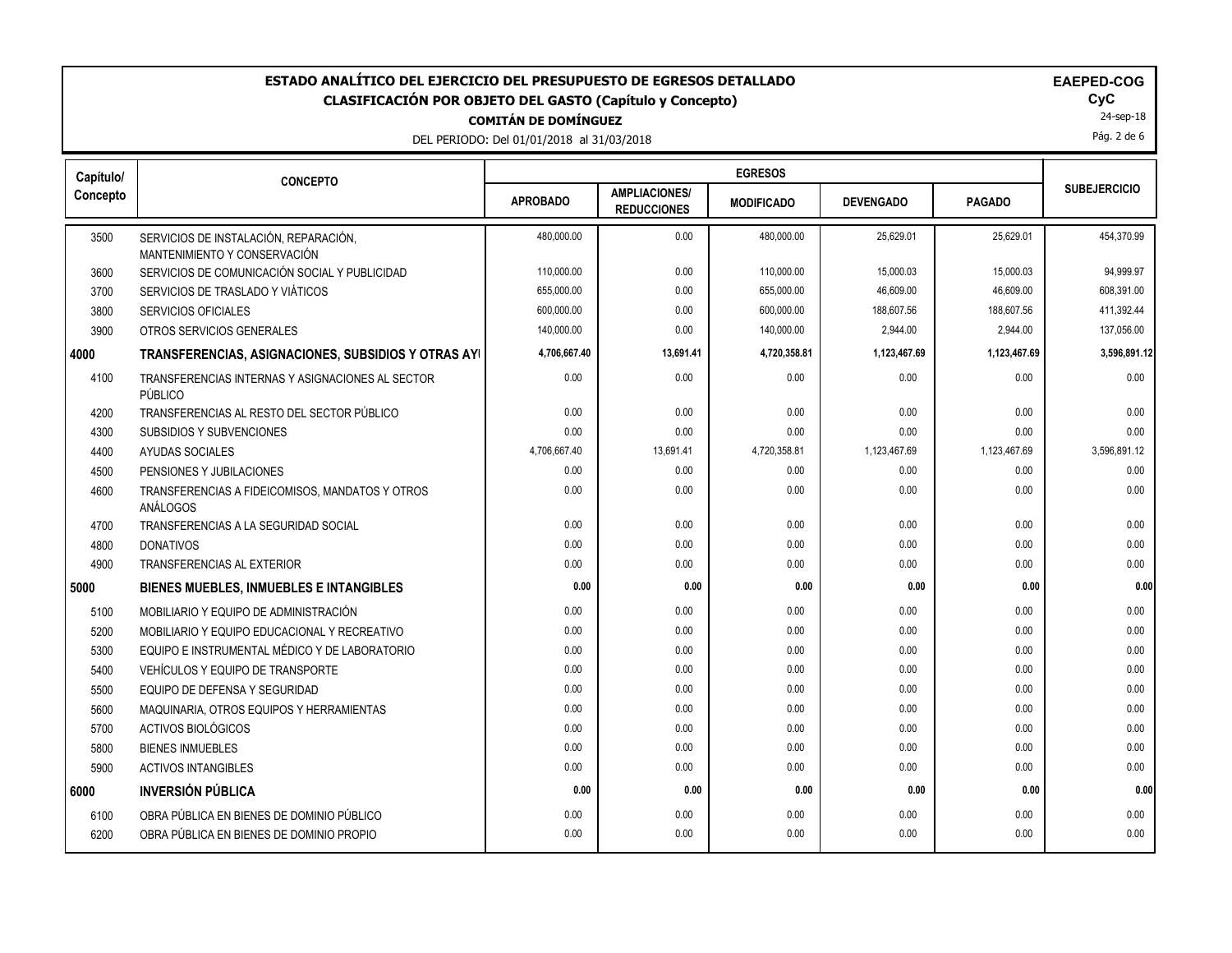# ESTADO ANALÍTICO DEL EJERCICIO DEL PRESUPUESTO DE EGRESOS DETALLADO

## CLASIFICACIÓN POR OBJETO DEL GASTO (Capítulo y Concepto)

**COMITÁN DE DOMÍNGUEZ**

DEL PERIODO: Del 01/01/2018 al 31/03/2018

**EAPED-COG**
**CyC**
24-sep-18

| Capítulo/ Concepto | CONCEPTO | EGRESOS | | | | | SUBEJERCICIO |
|---|---|---|---|---|---|---|---|
| | | APROBADO | AMPLIACIONES/ REDUCCIONES | MODIFICADO | DEVENGADO | PAGADO | |
| 3500 | SERVICIOS DE INSTALACIÓN, REPARACIÓN, MANTENIMIENTO Y CONSERVACIÓN | 480,000.00 | 0.00 | 480,000.00 | 25,629.01 | 25,629.01 | 454,370.99 |
| 3600 | SERVICIOS DE COMUNICACIÓN SOCIAL Y PUBLICIDAD | 110,000.00 | 0.00 | 110,000.00 | 15,000.03 | 15,000.03 | 94,999.97 |
| 3700 | SERVICIOS DE TRASLADO Y VIÁTICOS | 655,000.00 | 0.00 | 655,000.00 | 46,609.00 | 46,609.00 | 608,391.00 |
| 3800 | SERVICIOS OFICIALES | 600,000.00 | 0.00 | 600,000.00 | 188,607.56 | 188,607.56 | 411,392.44 |
| 3900 | OTROS SERVICIOS GENERALES | 140,000.00 | 0.00 | 140,000.00 | 2,944.00 | 2,944.00 | 137,056.00 |
| **4000** | **TRANSFERENCIAS, ASIGNACIONES, SUBSIDIOS Y OTRAS AYI** | **4,706,667.40** | **13,691.41** | **4,720,358.81** | **1,123,467.69** | **1,123,467.69** | **3,596,891.12** |
| 4100 | TRANSFERENCIAS INTERNAS Y ASIGNACIONES AL SECTOR PÚBLICO | 0.00 | 0.00 | 0.00 | 0.00 | 0.00 | 0.00 |
| 4200 | TRANSFERENCIAS AL RESTO DEL SECTOR PÚBLICO | 0.00 | 0.00 | 0.00 | 0.00 | 0.00 | 0.00 |
| 4300 | SUBSIDIOS Y SUBVENCIONES | 0.00 | 0.00 | 0.00 | 0.00 | 0.00 | 0.00 |
| 4400 | AYUDAS SOCIALES | 4,706,667.40 | 13,691.41 | 4,720,358.81 | 1,123,467.69 | 1,123,467.69 | 3,596,891.12 |
| 4500 | PENSIONES Y JUBILACIONES | 0.00 | 0.00 | 0.00 | 0.00 | 0.00 | 0.00 |
| 4600 | TRANSFERENCIAS A FIDEICOMISOS, MANDATOS Y OTROS ANÁLOGOS | 0.00 | 0.00 | 0.00 | 0.00 | 0.00 | 0.00 |
| 4700 | TRANSFERENCIAS A LA SEGURIDAD SOCIAL | 0.00 | 0.00 | 0.00 | 0.00 | 0.00 | 0.00 |
| 4800 | DONATIVOS | 0.00 | 0.00 | 0.00 | 0.00 | 0.00 | 0.00 |
| 4900 | TRANSFERENCIAS AL EXTERIOR | 0.00 | 0.00 | 0.00 | 0.00 | 0.00 | 0.00 |
| **5000** | **BIENES MUEBLES, INMUEBLES E INTANGIBLES** | **0.00** | **0.00** | **0.00** | **0.00** | **0.00** | **0.00** |
| 5100 | MOBILIARIO Y EQUIPO DE ADMINISTRACIÓN | 0.00 | 0.00 | 0.00 | 0.00 | 0.00 | 0.00 |
| 5200 | MOBILIARIO Y EQUIPO EDUCACIONAL Y RECREATIVO | 0.00 | 0.00 | 0.00 | 0.00 | 0.00 | 0.00 |
| 5300 | EQUIPO E INSTRUMENTAL MÉDICO Y DE LABORATORIO | 0.00 | 0.00 | 0.00 | 0.00 | 0.00 | 0.00 |
| 5400 | VEHÍCULOS Y EQUIPO DE TRANSPORTE | 0.00 | 0.00 | 0.00 | 0.00 | 0.00 | 0.00 |
| 5500 | EQUIPO DE DEFENSA Y SEGURIDAD | 0.00 | 0.00 | 0.00 | 0.00 | 0.00 | 0.00 |
| 5600 | MAQUINARIA, OTROS EQUIPOS Y HERRAMIENTAS | 0.00 | 0.00 | 0.00 | 0.00 | 0.00 | 0.00 |
| 5700 | ACTIVOS BIOLÓGICOS | 0.00 | 0.00 | 0.00 | 0.00 | 0.00 | 0.00 |
| 5800 | BIENES INMUEBLES | 0.00 | 0.00 | 0.00 | 0.00 | 0.00 | 0.00 |
| 5900 | ACTIVOS INTANGIBLES | 0.00 | 0.00 | 0.00 | 0.00 | 0.00 | 0.00 |
| **6000** | **INVERSIÓN PÚBLICA** | **0.00** | **0.00** | **0.00** | **0.00** | **0.00** | **0.00** |
| 6100 | OBRA PÚBLICA EN BIENES DE DOMINIO PÚBLICO | 0.00 | 0.00 | 0.00 | 0.00 | 0.00 | 0.00 |
| 6200 | OBRA PÚBLICA EN BIENES DE DOMINIO PROPIO | 0.00 | 0.00 | 0.00 | 0.00 | 0.00 | 0.00 |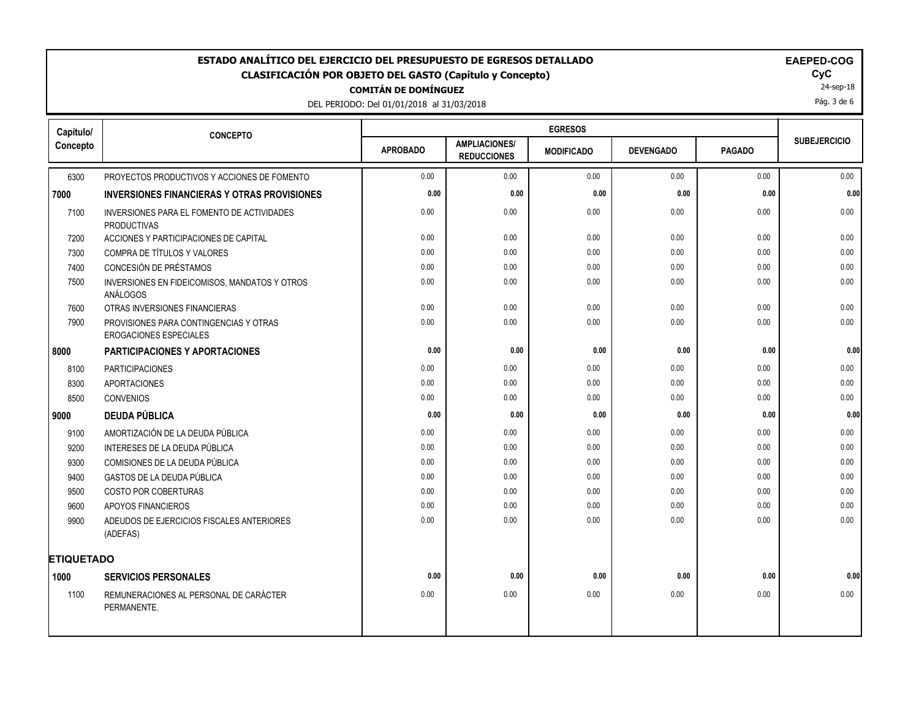# ESTADO ANALÍTICO DEL EJERCICIO DEL PRESUPUESTO DE EGRESOS DETALLADO

## CLASIFICACIÓN POR OBJETO DEL GASTO (Capítulo y Concepto)

**COMITÁN DE DOMÍNGUEZ**

DEL PERIODO: Del 01/01/2018 al 31/03/2018

**EAPEED-COG**
**CyC**
24-sep-18

| Capítulo/ Concepto | CONCEPTO | EGRESOS | | | | | SUBEJERCICIO |
|---|---|---|---|---|---|---|---|
| | | APROBADO | AMPLIACIONES/ REDUCCIONES | MODIFICADO | DEVENGADO | PAGADO | |
| 6300 | PROYECTOS PRODUCTIVOS Y ACCIONES DE FOMENTO | 0.00 | 0.00 | 0.00 | 0.00 | 0.00 | 0.00 |
| **7000** | **INVERSIONES FINANCIERAS Y OTRAS PROVISIONES** | **0.00** | **0.00** | **0.00** | **0.00** | **0.00** | **0.00** |
| 7100 | INVERSIONES PARA EL FOMENTO DE ACTIVIDADES PRODUCTIVAS | 0.00 | 0.00 | 0.00 | 0.00 | 0.00 | 0.00 |
| 7200 | ACCIONES Y PARTICIPACIONES DE CAPITAL | 0.00 | 0.00 | 0.00 | 0.00 | 0.00 | 0.00 |
| 7300 | COMPRA DE TÍTULOS Y VALORES | 0.00 | 0.00 | 0.00 | 0.00 | 0.00 | 0.00 |
| 7400 | CONCESIÓN DE PRÉSTAMOS | 0.00 | 0.00 | 0.00 | 0.00 | 0.00 | 0.00 |
| 7500 | INVERSIONES EN FIDEICOMISOS, MANDATOS Y OTROS ANÁLOGOS | 0.00 | 0.00 | 0.00 | 0.00 | 0.00 | 0.00 |
| 7600 | OTRAS INVERSIONES FINANCIERAS | 0.00 | 0.00 | 0.00 | 0.00 | 0.00 | 0.00 |
| 7900 | PROVISIONES PARA CONTINGENCIAS Y OTRAS EROGACIONES ESPECIALES | 0.00 | 0.00 | 0.00 | 0.00 | 0.00 | 0.00 |
| **8000** | **PARTICIPACIONES Y APORTACIONES** | **0.00** | **0.00** | **0.00** | **0.00** | **0.00** | **0.00** |
| 8100 | PARTICIPACIONES | 0.00 | 0.00 | 0.00 | 0.00 | 0.00 | 0.00 |
| 8300 | APORTACIONES | 0.00 | 0.00 | 0.00 | 0.00 | 0.00 | 0.00 |
| 8500 | CONVENIOS | 0.00 | 0.00 | 0.00 | 0.00 | 0.00 | 0.00 |
| **9000** | **DEUDA PÚBLICA** | **0.00** | **0.00** | **0.00** | **0.00** | **0.00** | **0.00** |
| 9100 | AMORTIZACIÓN DE LA DEUDA PÚBLICA | 0.00 | 0.00 | 0.00 | 0.00 | 0.00 | 0.00 |
| 9200 | INTERESES DE LA DEUDA PÚBLICA | 0.00 | 0.00 | 0.00 | 0.00 | 0.00 | 0.00 |
| 9300 | COMISIONES DE LA DEUDA PÚBLICA | 0.00 | 0.00 | 0.00 | 0.00 | 0.00 | 0.00 |
| 9400 | GASTOS DE LA DEUDA PÚBLICA | 0.00 | 0.00 | 0.00 | 0.00 | 0.00 | 0.00 |
| 9500 | COSTO POR COBERTURAS | 0.00 | 0.00 | 0.00 | 0.00 | 0.00 | 0.00 |
| 9600 | APOYOS FINANCIEROS | 0.00 | 0.00 | 0.00 | 0.00 | 0.00 | 0.00 |
| 9900 | ADEUDOS DE EJERCICIOS FISCALES ANTERIORES (ADEFAS) | 0.00 | 0.00 | 0.00 | 0.00 | 0.00 | 0.00 |
| **ETIQUETADO** | | | | | | | |
| **1000** | **SERVICIOS PERSONALES** | **0.00** | **0.00** | **0.00** | **0.00** | **0.00** | **0.00** |
| 1100 | REMUNERACIONES AL PERSONAL DE CARÁCTER PERMANENTE. | 0.00 | 0.00 | 0.00 | 0.00 | 0.00 | 0.00 |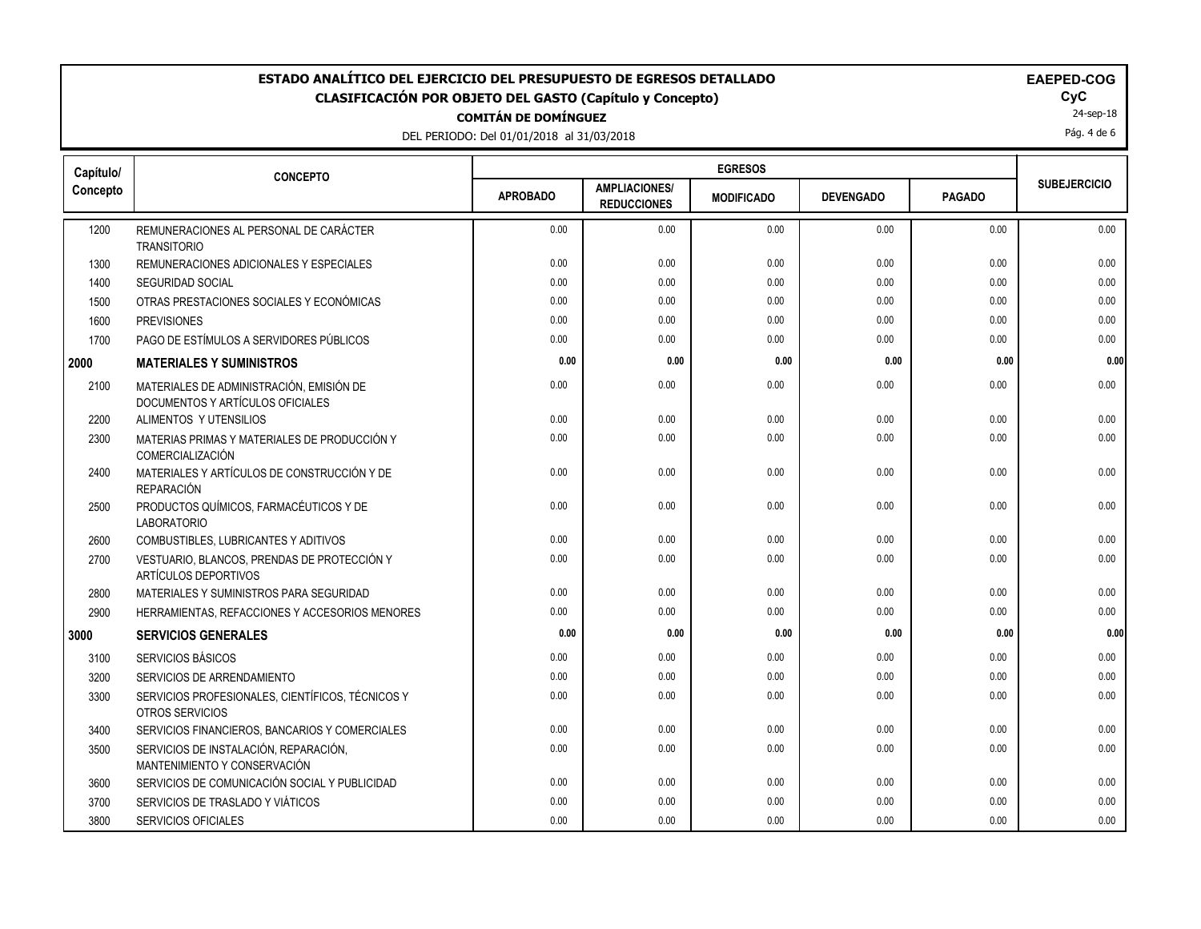# ESTADO ANALÍTICO DEL EJERCICIO DEL PRESUPUESTO DE EGRESOS DETALLADO

## CLASIFICACIÓN POR OBJETO DEL GASTO (Capítulo y Concepto)

**COMITÁN DE DOMÍNGUEZ**

DEL PERIODO: Del 01/01/2018 al 31/03/2018

**EAPED-COG**
**CyC**
24-sep-18

| Capítulo/ Concepto | CONCEPTO | EGRESOS | | | | | SUBEJERCICIO |
|---|---|---|---|---|---|---|---|
| | | APROBADO | AMPLIACIONES/ REDUCCIONES | MODIFICADO | DEVENGADO | PAGADO | |
| 1200 | REMUNERACIONES AL PERSONAL DE CARÁCTER TRANSITORIO | 0.00 | 0.00 | 0.00 | 0.00 | 0.00 | 0.00 |
| 1300 | REMUNERACIONES ADICIONALES Y ESPECIALES | 0.00 | 0.00 | 0.00 | 0.00 | 0.00 | 0.00 |
| 1400 | SEGURIDAD SOCIAL | 0.00 | 0.00 | 0.00 | 0.00 | 0.00 | 0.00 |
| 1500 | OTRAS PRESTACIONES SOCIALES Y ECONÓMICAS | 0.00 | 0.00 | 0.00 | 0.00 | 0.00 | 0.00 |
| 1600 | PREVISIONES | 0.00 | 0.00 | 0.00 | 0.00 | 0.00 | 0.00 |
| 1700 | PAGO DE ESTÍMULOS A SERVIDORES PÚBLICOS | 0.00 | 0.00 | 0.00 | 0.00 | 0.00 | 0.00 |
| **2000** | **MATERIALES Y SUMINISTROS** | **0.00** | **0.00** | **0.00** | **0.00** | **0.00** | **0.00** |
| 2100 | MATERIALES DE ADMINISTRACIÓN, EMISIÓN DE DOCUMENTOS Y ARTÍCULOS OFICIALES | 0.00 | 0.00 | 0.00 | 0.00 | 0.00 | 0.00 |
| 2200 | ALIMENTOS Y UTENSILIOS | 0.00 | 0.00 | 0.00 | 0.00 | 0.00 | 0.00 |
| 2300 | MATERIAS PRIMAS Y MATERIALES DE PRODUCCIÓN Y COMERCIALIZACIÓN | 0.00 | 0.00 | 0.00 | 0.00 | 0.00 | 0.00 |
| 2400 | MATERIALES Y ARTÍCULOS DE CONSTRUCCIÓN Y DE REPARACIÓN | 0.00 | 0.00 | 0.00 | 0.00 | 0.00 | 0.00 |
| 2500 | PRODUCTOS QUÍMICOS, FARMACÉUTICOS Y DE LABORATORIO | 0.00 | 0.00 | 0.00 | 0.00 | 0.00 | 0.00 |
| 2600 | COMBUSTIBLES, LUBRICANTES Y ADITIVOS | 0.00 | 0.00 | 0.00 | 0.00 | 0.00 | 0.00 |
| 2700 | VESTUARIO, BLANCOS, PRENDAS DE PROTECCIÓN Y ARTÍCULOS DEPORTIVOS | 0.00 | 0.00 | 0.00 | 0.00 | 0.00 | 0.00 |
| 2800 | MATERIALES Y SUMINISTROS PARA SEGURIDAD | 0.00 | 0.00 | 0.00 | 0.00 | 0.00 | 0.00 |
| 2900 | HERRAMIENTAS, REFACCIONES Y ACCESORIOS MENORES | 0.00 | 0.00 | 0.00 | 0.00 | 0.00 | 0.00 |
| **3000** | **SERVICIOS GENERALES** | **0.00** | **0.00** | **0.00** | **0.00** | **0.00** | **0.00** |
| 3100 | SERVICIOS BÁSICOS | 0.00 | 0.00 | 0.00 | 0.00 | 0.00 | 0.00 |
| 3200 | SERVICIOS DE ARRENDAMIENTO | 0.00 | 0.00 | 0.00 | 0.00 | 0.00 | 0.00 |
| 3300 | SERVICIOS PROFESIONALES, CIENTÍFICOS, TÉCNICOS Y OTROS SERVICIOS | 0.00 | 0.00 | 0.00 | 0.00 | 0.00 | 0.00 |
| 3400 | SERVICIOS FINANCIEROS, BANCARIOS Y COMERCIALES | 0.00 | 0.00 | 0.00 | 0.00 | 0.00 | 0.00 |
| 3500 | SERVICIOS DE INSTALACIÓN, REPARACIÓN, MANTENIMIENTO Y CONSERVACIÓN | 0.00 | 0.00 | 0.00 | 0.00 | 0.00 | 0.00 |
| 3600 | SERVICIOS DE COMUNICACIÓN SOCIAL Y PUBLICIDAD | 0.00 | 0.00 | 0.00 | 0.00 | 0.00 | 0.00 |
| 3700 | SERVICIOS DE TRASLADO Y VIÁTICOS | 0.00 | 0.00 | 0.00 | 0.00 | 0.00 | 0.00 |
| 3800 | SERVICIOS OFICIALES | 0.00 | 0.00 | 0.00 | 0.00 | 0.00 | 0.00 |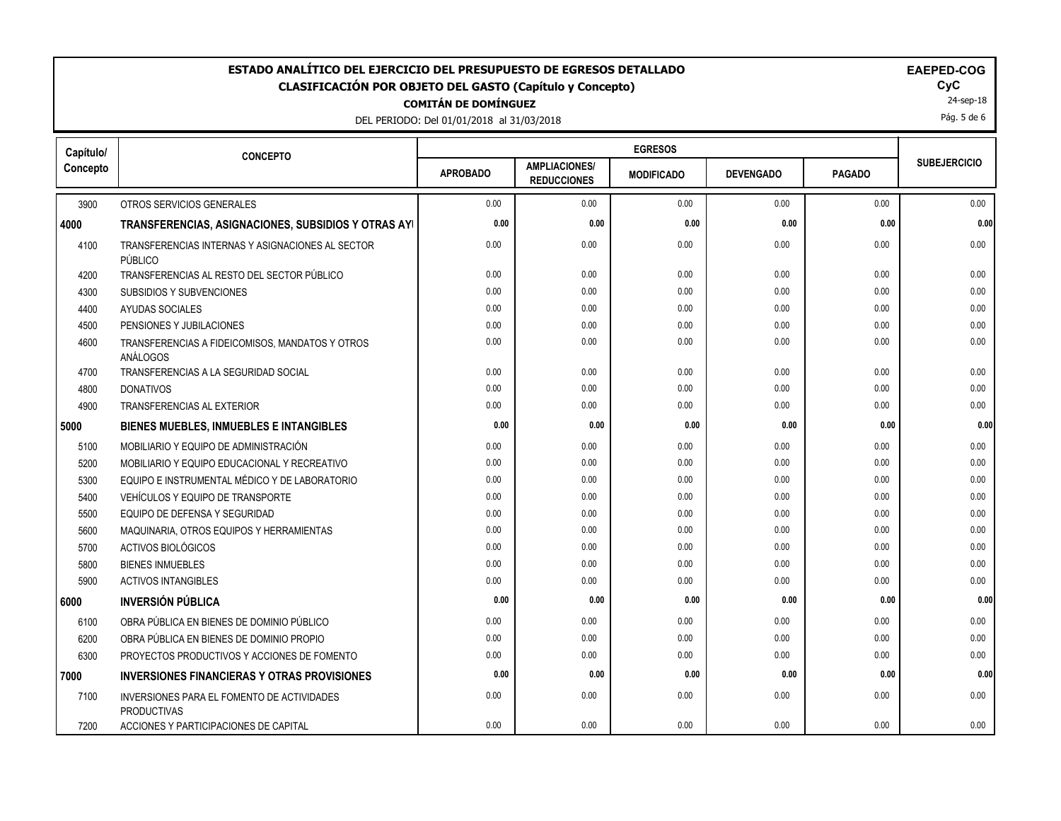# ESTADO ANALÍTICO DEL EJERCICIO DEL PRESUPUESTO DE EGRESOS DETALLADO

## CLASIFICACIÓN POR OBJETO DEL GASTO (Capítulo y Concepto)

**COMITÁN DE DOMÍNGUEZ**

DEL PERIODO: Del 01/01/2018 al 31/03/2018

**EAPED-COG**
**CyC**
24-sep-18

| Capítulo/ Concepto | CONCEPTO | EGRESOS | | | | | SUBEJERCICIO |
|---|---|---|---|---|---|---|---|
| | | APROBADO | AMPLIACIONES/ REDUCCIONES | MODIFICADO | DEVENGADO | PAGADO | |
| 3900 | OTROS SERVICIOS GENERALES | 0.00 | 0.00 | 0.00 | 0.00 | 0.00 | 0.00 |
| **4000** | **TRANSFERENCIAS, ASIGNACIONES, SUBSIDIOS Y OTRAS AYI** | **0.00** | **0.00** | **0.00** | **0.00** | **0.00** | **0.00** |
| 4100 | TRANSFERENCIAS INTERNAS Y ASIGNACIONES AL SECTOR PÚBLICO | 0.00 | 0.00 | 0.00 | 0.00 | 0.00 | 0.00 |
| 4200 | TRANSFERENCIAS AL RESTO DEL SECTOR PÚBLICO | 0.00 | 0.00 | 0.00 | 0.00 | 0.00 | 0.00 |
| 4300 | SUBSIDIOS Y SUBVENCIONES | 0.00 | 0.00 | 0.00 | 0.00 | 0.00 | 0.00 |
| 4400 | AYUDAS SOCIALES | 0.00 | 0.00 | 0.00 | 0.00 | 0.00 | 0.00 |
| 4500 | PENSIONES Y JUBILACIONES | 0.00 | 0.00 | 0.00 | 0.00 | 0.00 | 0.00 |
| 4600 | TRANSFERENCIAS A FIDEICOMISOS, MANDATOS Y OTROS ANÁLOGOS | 0.00 | 0.00 | 0.00 | 0.00 | 0.00 | 0.00 |
| 4700 | TRANSFERENCIAS A LA SEGURIDAD SOCIAL | 0.00 | 0.00 | 0.00 | 0.00 | 0.00 | 0.00 |
| 4800 | DONATIVOS | 0.00 | 0.00 | 0.00 | 0.00 | 0.00 | 0.00 |
| 4900 | TRANSFERENCIAS AL EXTERIOR | 0.00 | 0.00 | 0.00 | 0.00 | 0.00 | 0.00 |
| **5000** | **BIENES MUEBLES, INMUEBLES E INTANGIBLES** | **0.00** | **0.00** | **0.00** | **0.00** | **0.00** | **0.00** |
| 5100 | MOBILIARIO Y EQUIPO DE ADMINISTRACIÓN | 0.00 | 0.00 | 0.00 | 0.00 | 0.00 | 0.00 |
| 5200 | MOBILIARIO Y EQUIPO EDUCACIONAL Y RECREATIVO | 0.00 | 0.00 | 0.00 | 0.00 | 0.00 | 0.00 |
| 5300 | EQUIPO E INSTRUMENTAL MÉDICO Y DE LABORATORIO | 0.00 | 0.00 | 0.00 | 0.00 | 0.00 | 0.00 |
| 5400 | VEHÍCULOS Y EQUIPO DE TRANSPORTE | 0.00 | 0.00 | 0.00 | 0.00 | 0.00 | 0.00 |
| 5500 | EQUIPO DE DEFENSA Y SEGURIDAD | 0.00 | 0.00 | 0.00 | 0.00 | 0.00 | 0.00 |
| 5600 | MAQUINARIA, OTROS EQUIPOS Y HERRAMIENTAS | 0.00 | 0.00 | 0.00 | 0.00 | 0.00 | 0.00 |
| 5700 | ACTIVOS BIOLÓGICOS | 0.00 | 0.00 | 0.00 | 0.00 | 0.00 | 0.00 |
| 5800 | BIENES INMUEBLES | 0.00 | 0.00 | 0.00 | 0.00 | 0.00 | 0.00 |
| 5900 | ACTIVOS INTANGIBLES | 0.00 | 0.00 | 0.00 | 0.00 | 0.00 | 0.00 |
| **6000** | **INVERSIÓN PÚBLICA** | **0.00** | **0.00** | **0.00** | **0.00** | **0.00** | **0.00** |
| 6100 | OBRA PÚBLICA EN BIENES DE DOMINIO PÚBLICO | 0.00 | 0.00 | 0.00 | 0.00 | 0.00 | 0.00 |
| 6200 | OBRA PÚBLICA EN BIENES DE DOMINIO PROPIO | 0.00 | 0.00 | 0.00 | 0.00 | 0.00 | 0.00 |
| 6300 | PROYECTOS PRODUCTIVOS Y ACCIONES DE FOMENTO | 0.00 | 0.00 | 0.00 | 0.00 | 0.00 | 0.00 |
| **7000** | **INVERSIONES FINANCIERAS Y OTRAS PROVISIONES** | **0.00** | **0.00** | **0.00** | **0.00** | **0.00** | **0.00** |
| 7100 | INVERSIONES PARA EL FOMENTO DE ACTIVIDADES PRODUCTIVAS | 0.00 | 0.00 | 0.00 | 0.00 | 0.00 | 0.00 |
| 7200 | ACCIONES Y PARTICIPACIONES DE CAPITAL | 0.00 | 0.00 | 0.00 | 0.00 | 0.00 | 0.00 |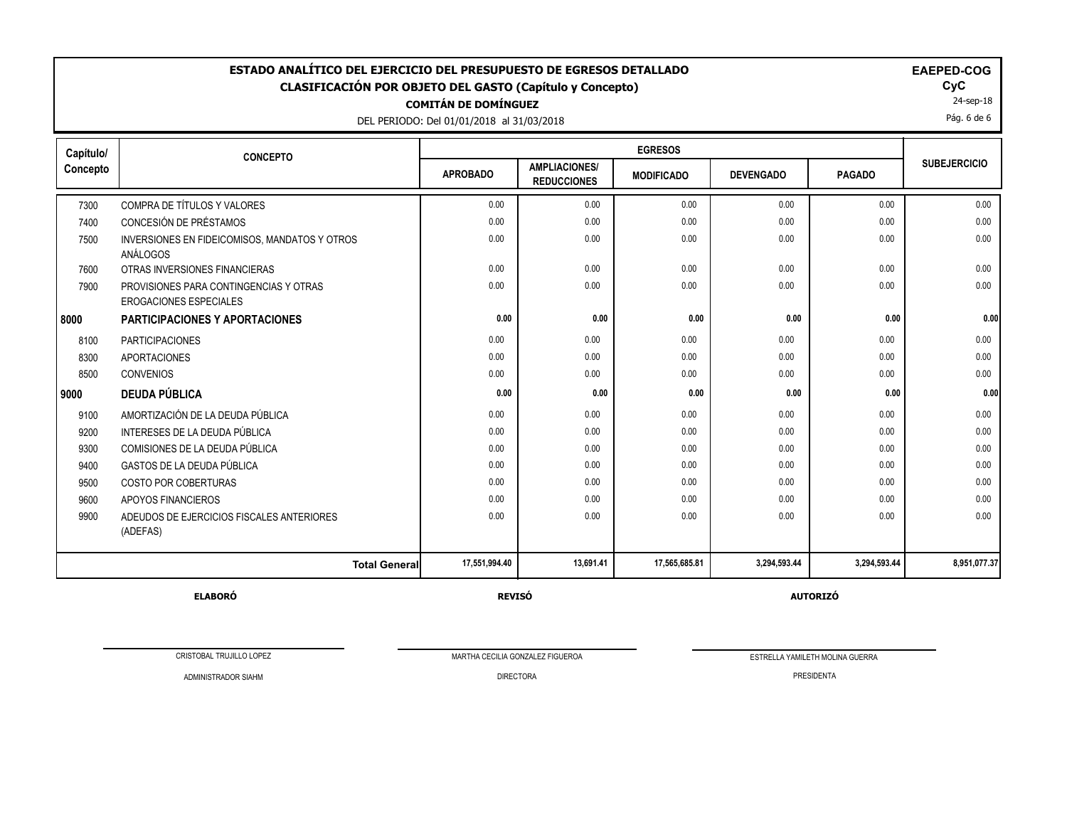# ESTADO ANALÍTICO DEL EJERCICIO DEL PRESUPUESTO DE EGRESOS DETALLADO

## CLASIFICACIÓN POR OBJETO DEL GASTO (Capítulo y Concepto)

**COMITÁN DE DOMÍNGUEZ**

DEL PERIODO: Del 01/01/2018 al 31/03/2018

**EAPED-COG**
**CyC**
24-sep-18

| Capítulo/ Concepto | CONCEPTO | EGRESOS | | | | | SUBEJERCICIO |
|---|---|---|---|---|---|---|---|
| | | APROBADO | AMPLIACIONES/ REDUCCIONES | MODIFICADO | DEVENGADO | PAGADO | |
| 7300 | COMPRA DE TÍTULOS Y VALORES | 0.00 | 0.00 | 0.00 | 0.00 | 0.00 | 0.00 |
| 7400 | CONCESIÓN DE PRÉSTAMOS | 0.00 | 0.00 | 0.00 | 0.00 | 0.00 | 0.00 |
| 7500 | INVERSIONES EN FIDEICOMISOS, MANDATOS Y OTROS ANÁLOGOS | 0.00 | 0.00 | 0.00 | 0.00 | 0.00 | 0.00 |
| 7600 | OTRAS INVERSIONES FINANCIERAS | 0.00 | 0.00 | 0.00 | 0.00 | 0.00 | 0.00 |
| 7900 | PROVISIONES PARA CONTINGENCIAS Y OTRAS EROGACIONES ESPECIALES | 0.00 | 0.00 | 0.00 | 0.00 | 0.00 | 0.00 |
| **8000** | **PARTICIPACIONES Y APORTACIONES** | **0.00** | **0.00** | **0.00** | **0.00** | **0.00** | **0.00** |
| 8100 | PARTICIPACIONES | 0.00 | 0.00 | 0.00 | 0.00 | 0.00 | 0.00 |
| 8300 | APORTACIONES | 0.00 | 0.00 | 0.00 | 0.00 | 0.00 | 0.00 |
| 8500 | CONVENIOS | 0.00 | 0.00 | 0.00 | 0.00 | 0.00 | 0.00 |
| **9000** | **DEUDA PÚBLICA** | **0.00** | **0.00** | **0.00** | **0.00** | **0.00** | **0.00** |
| 9100 | AMORTIZACIÓN DE LA DEUDA PÚBLICA | 0.00 | 0.00 | 0.00 | 0.00 | 0.00 | 0.00 |
| 9200 | INTERESES DE LA DEUDA PÚBLICA | 0.00 | 0.00 | 0.00 | 0.00 | 0.00 | 0.00 |
| 9300 | COMISIONES DE LA DEUDA PÚBLICA | 0.00 | 0.00 | 0.00 | 0.00 | 0.00 | 0.00 |
| 9400 | GASTOS DE LA DEUDA PÚBLICA | 0.00 | 0.00 | 0.00 | 0.00 | 0.00 | 0.00 |
| 9500 | COSTO POR COBERTURAS | 0.00 | 0.00 | 0.00 | 0.00 | 0.00 | 0.00 |
| 9600 | APOYOS FINANCIEROS | 0.00 | 0.00 | 0.00 | 0.00 | 0.00 | 0.00 |
| 9900 | ADEUDOS DE EJERCICIOS FISCALES ANTERIORES (ADEFAS) | 0.00 | 0.00 | 0.00 | 0.00 | 0.00 | 0.00 |
| | **Total General** | **17,551,994.40** | **13,691.41** | **17,565,685.81** | **3,294,593.44** | **3,294,593.44** | **8,951,077.37** |

**ELABORÓ**

CRISTOBAL TRUJILLO LOPEZ

ADMINISTRADOR SIAHM

**REVISÓ**

MARTHA CECILIA GONZALEZ FIGUEROA

DIRECTORA

**AUTORIZÓ**

ESTRELLA YAMILETH MOLINA GUERRA

PRESIDENTA